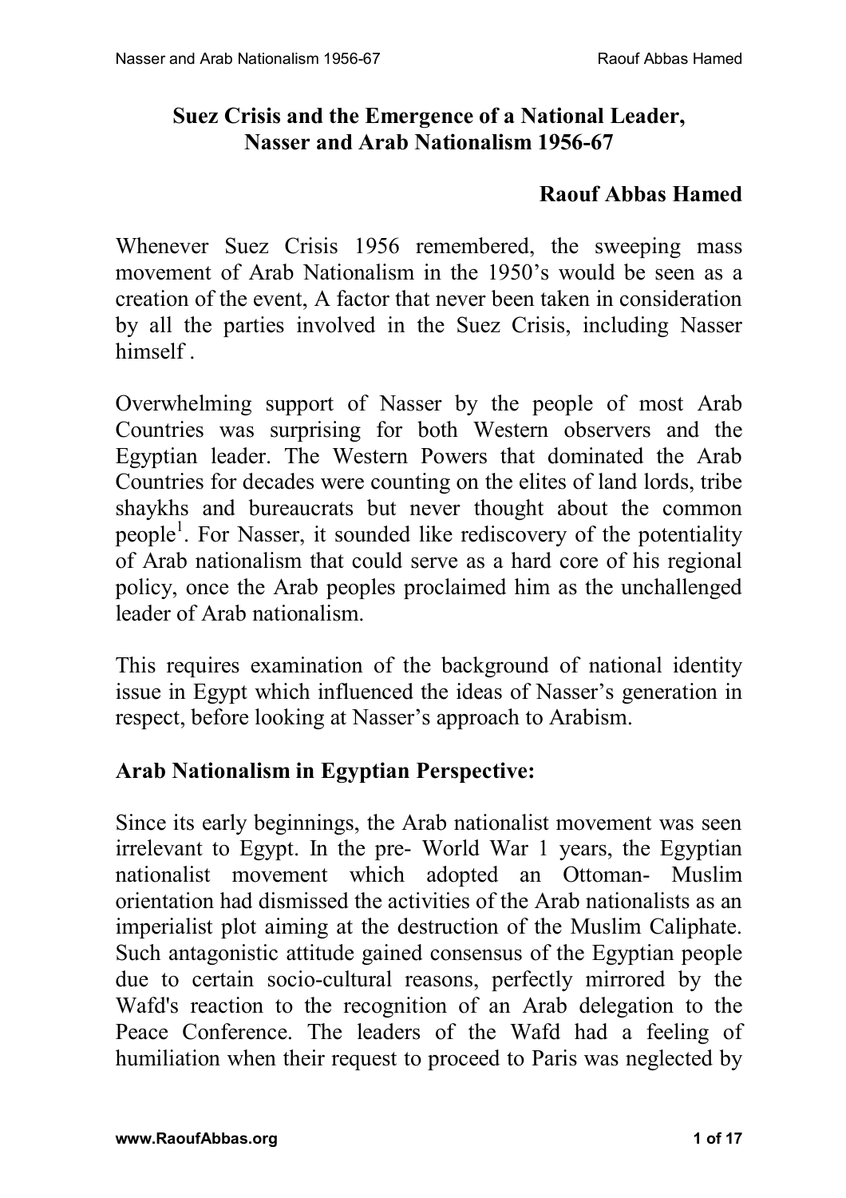# Suez Crisis and the Emergence of a National Leader, Nasser and Arab Nationalism 1956-67

**Raouf Abbas Hamed**

Whenever Suez Crisis 1956 remembered, the sweeping mass movement of Arab Nationalism in the 1950's would be seen as a creation of the event, A factor that never been taken in consideration by all the parties involved in the Suez Crisis, including Nasser himself .

Overwhelming support of Nasser by the people of most Arab Countries was surprising for both Western observers and the Egyptian leader. The Western Powers that dominated the Arab Countries for decades were counting on the elites of land lords, tribe shaykhs and bureaucrats but never thought about the common people[1]. For Nasser, it sounded like rediscovery of the potentiality of Arab nationalism that could serve as a hard core of his regional policy, once the Arab peoples proclaimed him as the unchallenged leader of Arab nationalism.

This requires examination of the background of national identity issue in Egypt which influenced the ideas of Nasser's generation in respect, before looking at Nasser's approach to Arabism.

## Arab Nationalism in Egyptian Perspective:

Since its early beginnings, the Arab nationalist movement was seen irrelevant to Egypt. In the pre- World War 1 years, the Egyptian nationalist movement which adopted an Ottoman- Muslim orientation had dismissed the activities of the Arab nationalists as an imperialist plot aiming at the destruction of the Muslim Caliphate. Such antagonistic attitude gained consensus of the Egyptian people due to certain socio-cultural reasons, perfectly mirrored by the Wafd's reaction to the recognition of an Arab delegation to the Peace Conference. The leaders of the Wafd had a feeling of humiliation when their request to proceed to Paris was neglected by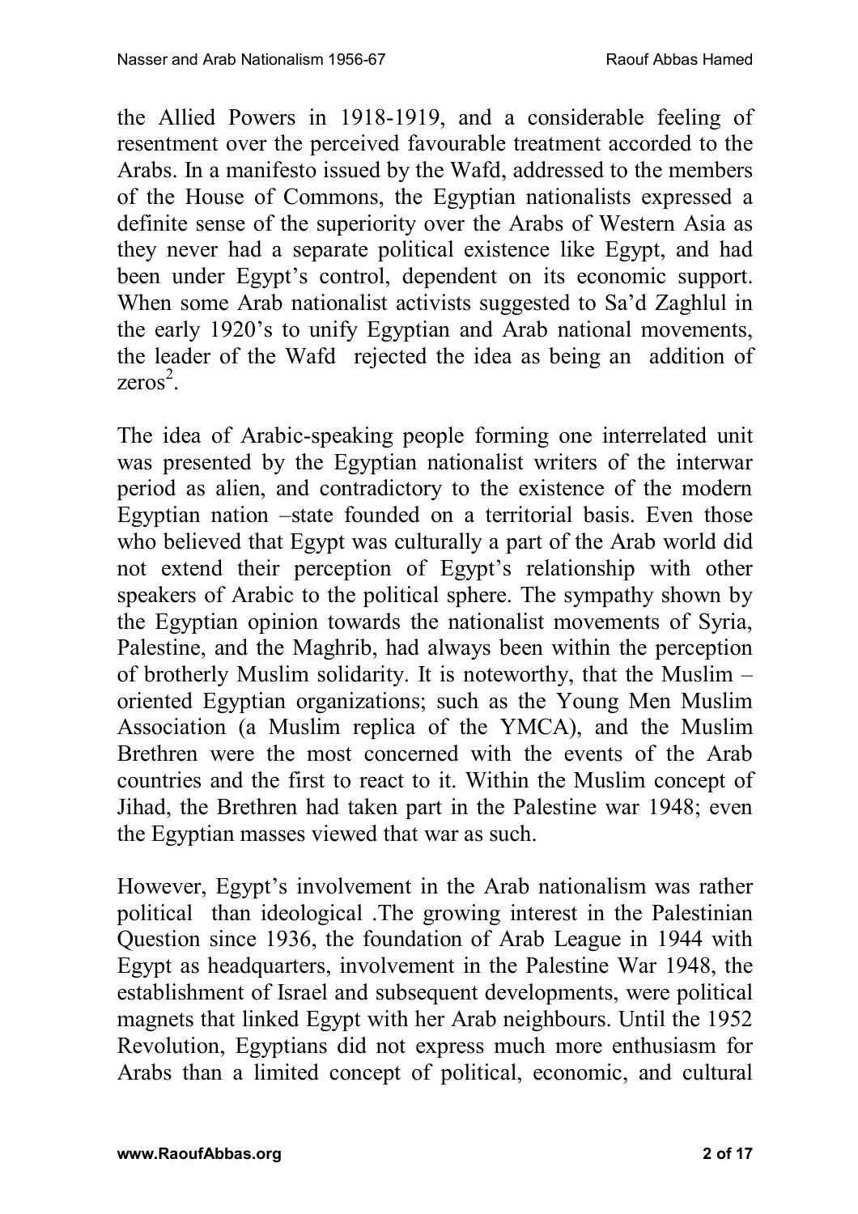the Allied Powers in 1918-1919, and a considerable feeling of resentment over the perceived favourable treatment accorded to the Arabs. In a manifesto issued by the Wafd, addressed to the members of the House of Commons, the Egyptian nationalists expressed a definite sense of the superiority over the Arabs of Western Asia as they never had a separate political existence like Egypt, and had been under Egypt's control, dependent on its economic support. When some Arab nationalist activists suggested to Sa'd Zaghlul in the early 1920's to unify Egyptian and Arab national movements, the leader of the Wafd rejected the idea as being an addition of zeros[2].

The idea of Arabic-speaking people forming one interrelated unit was presented by the Egyptian nationalist writers of the interwar period as alien, and contradictory to the existence of the modern Egyptian nation –state founded on a territorial basis. Even those who believed that Egypt was culturally a part of the Arab world did not extend their perception of Egypt's relationship with other speakers of Arabic to the political sphere. The sympathy shown by the Egyptian opinion towards the nationalist movements of Syria, Palestine, and the Maghrib, had always been within the perception of brotherly Muslim solidarity. It is noteworthy, that the Muslim – oriented Egyptian organizations; such as the Young Men Muslim Association (a Muslim replica of the YMCA), and the Muslim Brethren were the most concerned with the events of the Arab countries and the first to react to it. Within the Muslim concept of Jihad, the Brethren had taken part in the Palestine war 1948; even the Egyptian masses viewed that war as such.

However, Egypt's involvement in the Arab nationalism was rather political than ideological .The growing interest in the Palestinian Question since 1936, the foundation of Arab League in 1944 with Egypt as headquarters, involvement in the Palestine War 1948, the establishment of Israel and subsequent developments, were political magnets that linked Egypt with her Arab neighbours. Until the 1952 Revolution, Egyptians did not express much more enthusiasm for Arabs than a limited concept of political, economic, and cultural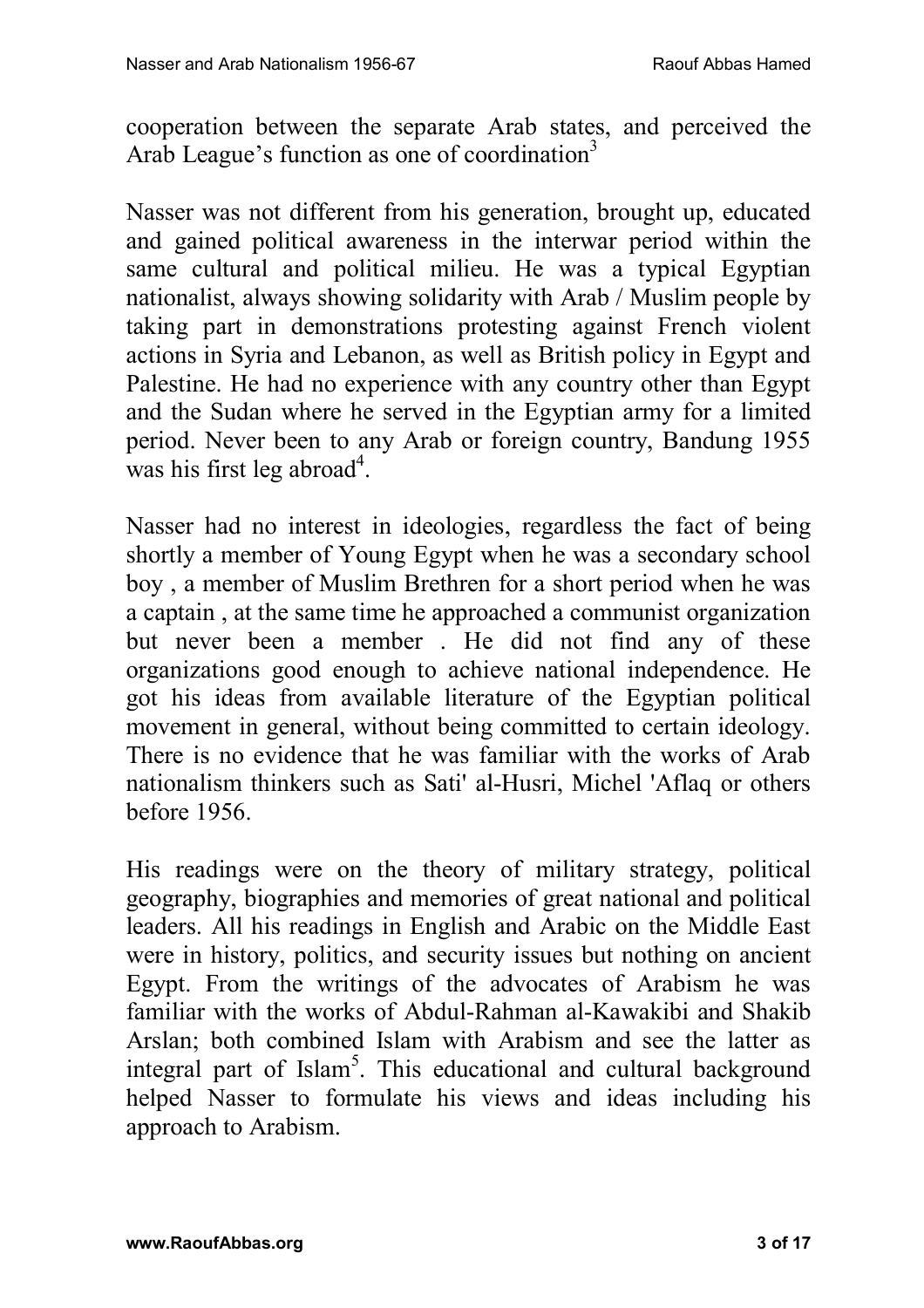cooperation between the separate Arab states, and perceived the Arab League's function as one of coordination[3]

Nasser was not different from his generation, brought up, educated and gained political awareness in the interwar period within the same cultural and political milieu. He was a typical Egyptian nationalist, always showing solidarity with Arab / Muslim people by taking part in demonstrations protesting against French violent actions in Syria and Lebanon, as well as British policy in Egypt and Palestine. He had no experience with any country other than Egypt and the Sudan where he served in the Egyptian army for a limited period. Never been to any Arab or foreign country, Bandung 1955 was his first leg abroad[4].

Nasser had no interest in ideologies, regardless the fact of being shortly a member of Young Egypt when he was a secondary school boy , a member of Muslim Brethren for a short period when he was a captain , at the same time he approached a communist organization but never been a member . He did not find any of these organizations good enough to achieve national independence. He got his ideas from available literature of the Egyptian political movement in general, without being committed to certain ideology. There is no evidence that he was familiar with the works of Arab nationalism thinkers such as Sati' al-Husri, Michel 'Aflaq or others before 1956.

His readings were on the theory of military strategy, political geography, biographies and memories of great national and political leaders. All his readings in English and Arabic on the Middle East were in history, politics, and security issues but nothing on ancient Egypt. From the writings of the advocates of Arabism he was familiar with the works of Abdul-Rahman al-Kawakibi and Shakib Arslan; both combined Islam with Arabism and see the latter as integral part of Islam[5]. This educational and cultural background helped Nasser to formulate his views and ideas including his approach to Arabism.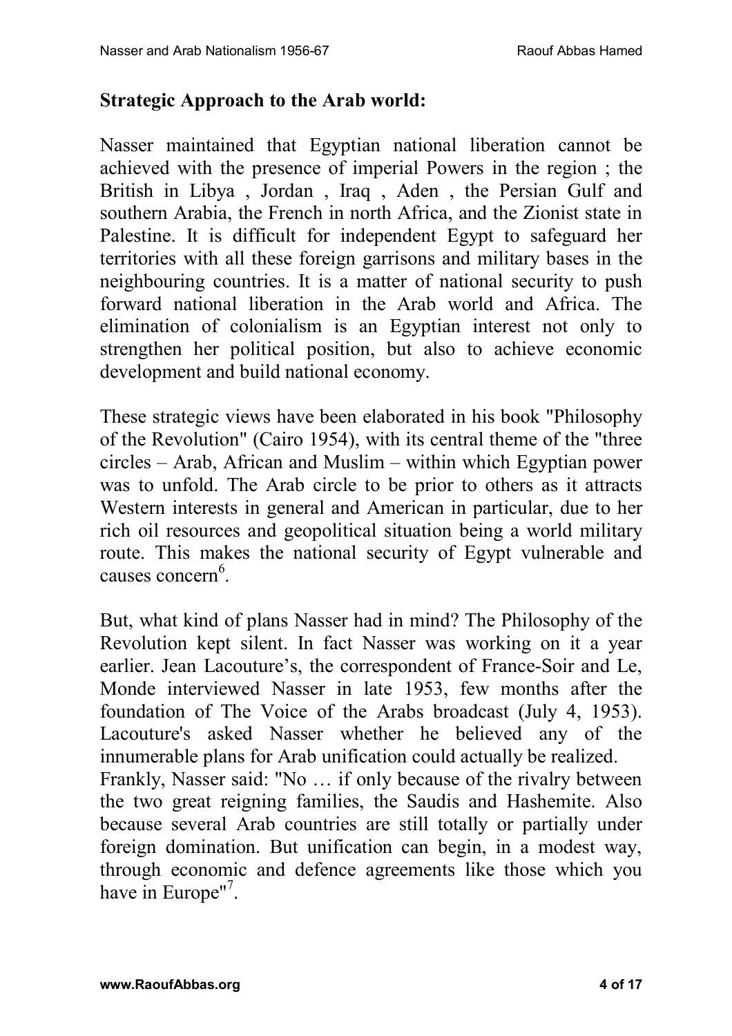**Strategic Approach to the Arab world:**

Nasser maintained that Egyptian national liberation cannot be achieved with the presence of imperial Powers in the region ; the British in Libya , Jordan , Iraq , Aden , the Persian Gulf and southern Arabia, the French in north Africa, and the Zionist state in Palestine. It is difficult for independent Egypt to safeguard her territories with all these foreign garrisons and military bases in the neighbouring countries. It is a matter of national security to push forward national liberation in the Arab world and Africa. The elimination of colonialism is an Egyptian interest not only to strengthen her political position, but also to achieve economic development and build national economy.

These strategic views have been elaborated in his book "Philosophy of the Revolution" (Cairo 1954), with its central theme of the "three circles – Arab, African and Muslim – within which Egyptian power was to unfold. The Arab circle to be prior to others as it attracts Western interests in general and American in particular, due to her rich oil resources and geopolitical situation being a world military route. This makes the national security of Egypt vulnerable and causes concern[6].

But, what kind of plans Nasser had in mind? The Philosophy of the Revolution kept silent. In fact Nasser was working on it a year earlier. Jean Lacouture's, the correspondent of France-Soir and Le, Monde interviewed Nasser in late 1953, few months after the foundation of The Voice of the Arabs broadcast (July 4, 1953). Lacouture's asked Nasser whether he believed any of the innumerable plans for Arab unification could actually be realized.
Frankly, Nasser said: "No … if only because of the rivalry between the two great reigning families, the Saudis and Hashemite. Also because several Arab countries are still totally or partially under foreign domination. But unification can begin, in a modest way, through economic and defence agreements like those which you have in Europe"[7].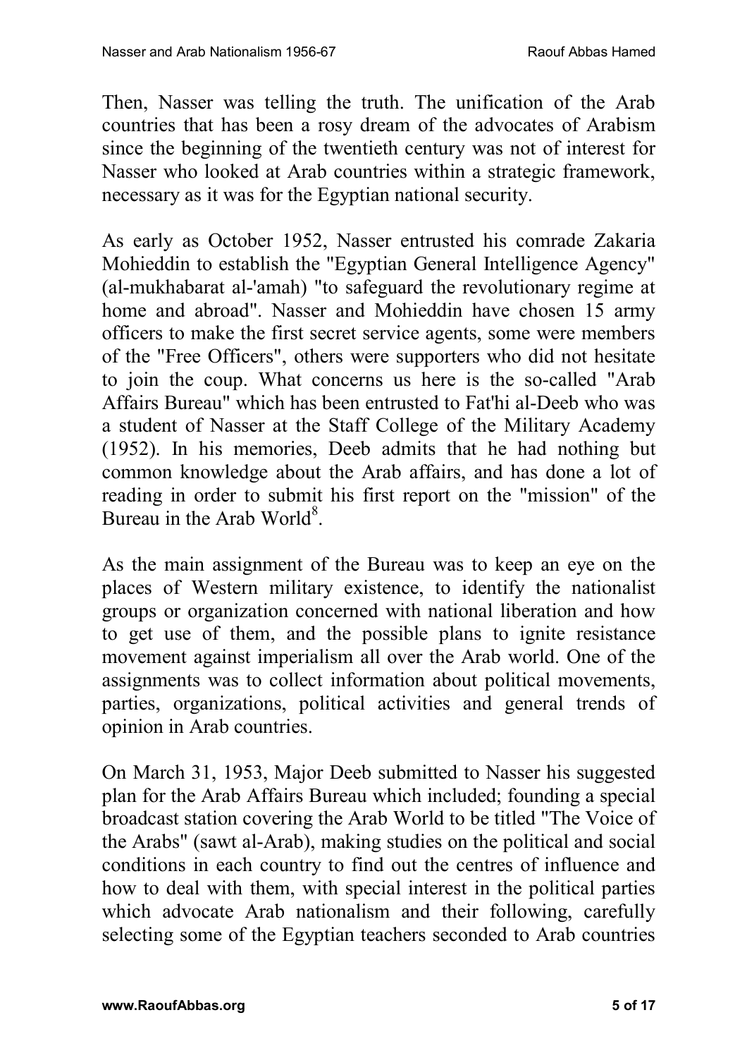Then, Nasser was telling the truth. The unification of the Arab countries that has been a rosy dream of the advocates of Arabism since the beginning of the twentieth century was not of interest for Nasser who looked at Arab countries within a strategic framework, necessary as it was for the Egyptian national security.

As early as October 1952, Nasser entrusted his comrade Zakaria Mohieddin to establish the "Egyptian General Intelligence Agency" (al-mukhabarat al-'amah) "to safeguard the revolutionary regime at home and abroad". Nasser and Mohieddin have chosen 15 army officers to make the first secret service agents, some were members of the "Free Officers", others were supporters who did not hesitate to join the coup. What concerns us here is the so-called "Arab Affairs Bureau" which has been entrusted to Fat'hi al-Deeb who was a student of Nasser at the Staff College of the Military Academy (1952). In his memories, Deeb admits that he had nothing but common knowledge about the Arab affairs, and has done a lot of reading in order to submit his first report on the "mission" of the Bureau in the Arab World[8].

As the main assignment of the Bureau was to keep an eye on the places of Western military existence, to identify the nationalist groups or organization concerned with national liberation and how to get use of them, and the possible plans to ignite resistance movement against imperialism all over the Arab world. One of the assignments was to collect information about political movements, parties, organizations, political activities and general trends of opinion in Arab countries.

On March 31, 1953, Major Deeb submitted to Nasser his suggested plan for the Arab Affairs Bureau which included; founding a special broadcast station covering the Arab World to be titled "The Voice of the Arabs" (sawt al-Arab), making studies on the political and social conditions in each country to find out the centres of influence and how to deal with them, with special interest in the political parties which advocate Arab nationalism and their following, carefully selecting some of the Egyptian teachers seconded to Arab countries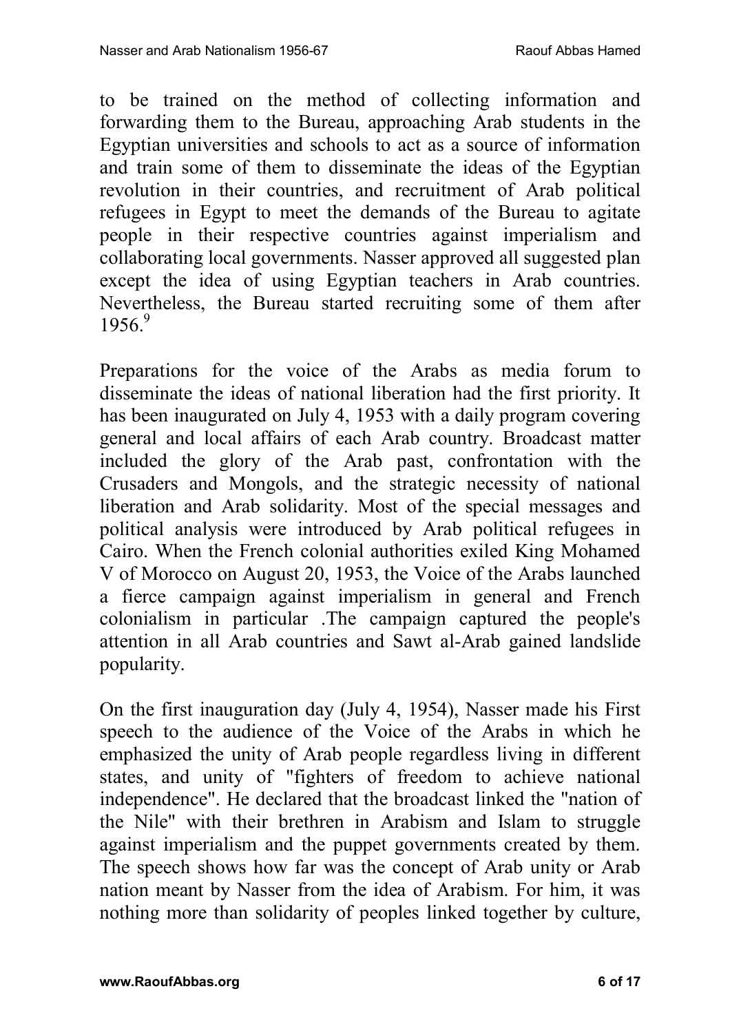to be trained on the method of collecting information and forwarding them to the Bureau, approaching Arab students in the Egyptian universities and schools to act as a source of information and train some of them to disseminate the ideas of the Egyptian revolution in their countries, and recruitment of Arab political refugees in Egypt to meet the demands of the Bureau to agitate people in their respective countries against imperialism and collaborating local governments. Nasser approved all suggested plan except the idea of using Egyptian teachers in Arab countries. Nevertheless, the Bureau started recruiting some of them after 1956.[9]

Preparations for the voice of the Arabs as media forum to disseminate the ideas of national liberation had the first priority. It has been inaugurated on July 4, 1953 with a daily program covering general and local affairs of each Arab country. Broadcast matter included the glory of the Arab past, confrontation with the Crusaders and Mongols, and the strategic necessity of national liberation and Arab solidarity. Most of the special messages and political analysis were introduced by Arab political refugees in Cairo. When the French colonial authorities exiled King Mohamed V of Morocco on August 20, 1953, the Voice of the Arabs launched a fierce campaign against imperialism in general and French colonialism in particular .The campaign captured the people's attention in all Arab countries and Sawt al-Arab gained landslide popularity.

On the first inauguration day (July 4, 1954), Nasser made his First speech to the audience of the Voice of the Arabs in which he emphasized the unity of Arab people regardless living in different states, and unity of "fighters of freedom to achieve national independence". He declared that the broadcast linked the "nation of the Nile" with their brethren in Arabism and Islam to struggle against imperialism and the puppet governments created by them. The speech shows how far was the concept of Arab unity or Arab nation meant by Nasser from the idea of Arabism. For him, it was nothing more than solidarity of peoples linked together by culture,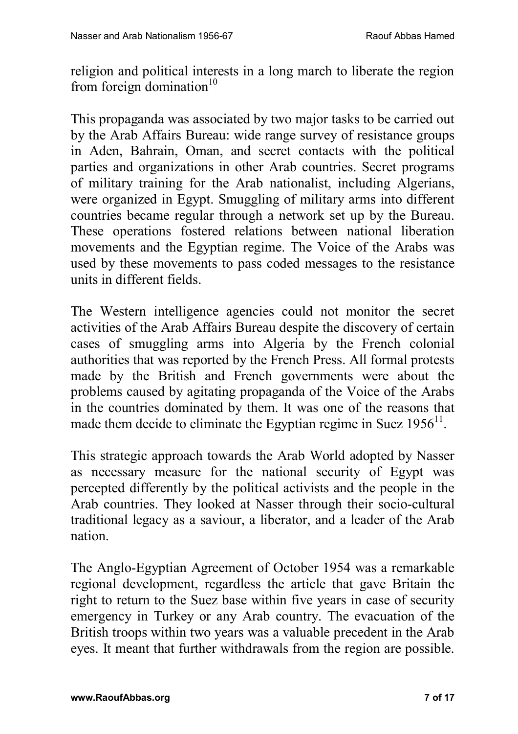religion and political interests in a long march to liberate the region from foreign domination[10]

This propaganda was associated by two major tasks to be carried out by the Arab Affairs Bureau: wide range survey of resistance groups in Aden, Bahrain, Oman, and secret contacts with the political parties and organizations in other Arab countries. Secret programs of military training for the Arab nationalist, including Algerians, were organized in Egypt. Smuggling of military arms into different countries became regular through a network set up by the Bureau. These operations fostered relations between national liberation movements and the Egyptian regime. The Voice of the Arabs was used by these movements to pass coded messages to the resistance units in different fields.

The Western intelligence agencies could not monitor the secret activities of the Arab Affairs Bureau despite the discovery of certain cases of smuggling arms into Algeria by the French colonial authorities that was reported by the French Press. All formal protests made by the British and French governments were about the problems caused by agitating propaganda of the Voice of the Arabs in the countries dominated by them. It was one of the reasons that made them decide to eliminate the Egyptian regime in Suez 1956[11].

This strategic approach towards the Arab World adopted by Nasser as necessary measure for the national security of Egypt was percepted differently by the political activists and the people in the Arab countries. They looked at Nasser through their socio-cultural traditional legacy as a saviour, a liberator, and a leader of the Arab nation.

The Anglo-Egyptian Agreement of October 1954 was a remarkable regional development, regardless the article that gave Britain the right to return to the Suez base within five years in case of security emergency in Turkey or any Arab country. The evacuation of the British troops within two years was a valuable precedent in the Arab eyes. It meant that further withdrawals from the region are possible.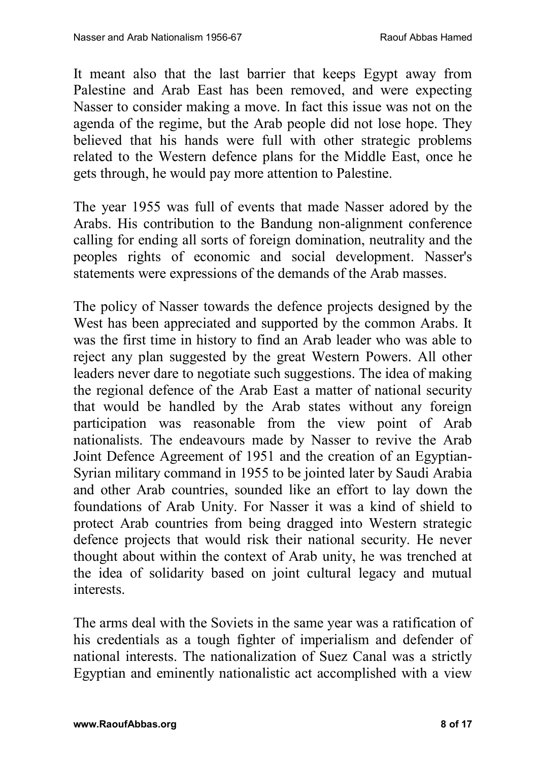It meant also that the last barrier that keeps Egypt away from Palestine and Arab East has been removed, and were expecting Nasser to consider making a move. In fact this issue was not on the agenda of the regime, but the Arab people did not lose hope. They believed that his hands were full with other strategic problems related to the Western defence plans for the Middle East, once he gets through, he would pay more attention to Palestine.

The year 1955 was full of events that made Nasser adored by the Arabs. His contribution to the Bandung non-alignment conference calling for ending all sorts of foreign domination, neutrality and the peoples rights of economic and social development. Nasser's statements were expressions of the demands of the Arab masses.

The policy of Nasser towards the defence projects designed by the West has been appreciated and supported by the common Arabs. It was the first time in history to find an Arab leader who was able to reject any plan suggested by the great Western Powers. All other leaders never dare to negotiate such suggestions. The idea of making the regional defence of the Arab East a matter of national security that would be handled by the Arab states without any foreign participation was reasonable from the view point of Arab nationalists. The endeavours made by Nasser to revive the Arab Joint Defence Agreement of 1951 and the creation of an Egyptian-Syrian military command in 1955 to be jointed later by Saudi Arabia and other Arab countries, sounded like an effort to lay down the foundations of Arab Unity. For Nasser it was a kind of shield to protect Arab countries from being dragged into Western strategic defence projects that would risk their national security. He never thought about within the context of Arab unity, he was trenched at the idea of solidarity based on joint cultural legacy and mutual interests.

The arms deal with the Soviets in the same year was a ratification of his credentials as a tough fighter of imperialism and defender of national interests. The nationalization of Suez Canal was a strictly Egyptian and eminently nationalistic act accomplished with a view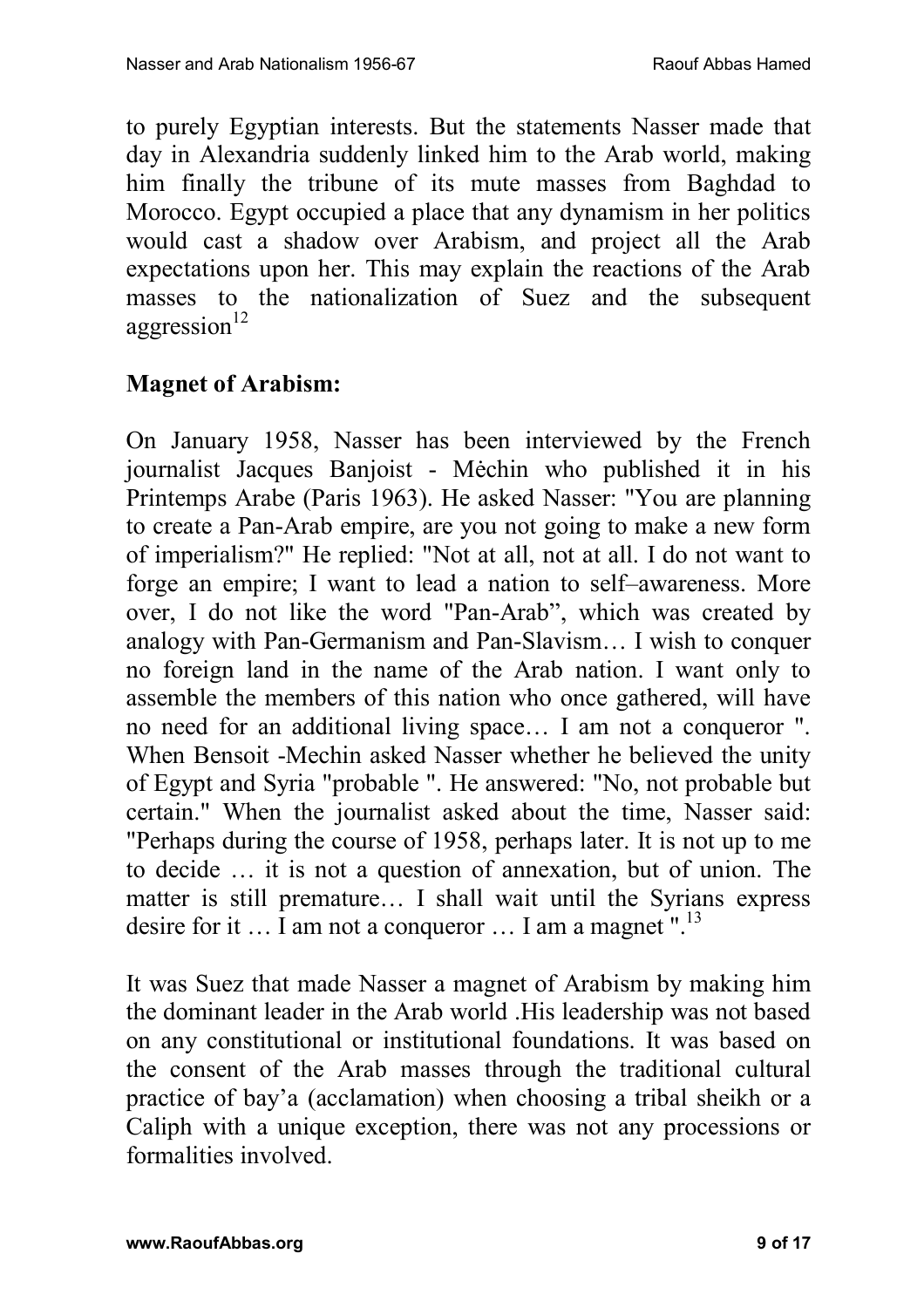to purely Egyptian interests. But the statements Nasser made that day in Alexandria suddenly linked him to the Arab world, making him finally the tribune of its mute masses from Baghdad to Morocco. Egypt occupied a place that any dynamism in her politics would cast a shadow over Arabism, and project all the Arab expectations upon her. This may explain the reactions of the Arab masses to the nationalization of Suez and the subsequent aggression[12]

**Magnet of Arabism:**

On January 1958, Nasser has been interviewed by the French journalist Jacques Banjoist - Mėchin who published it in his Printemps Arabe (Paris 1963). He asked Nasser: "You are planning to create a Pan-Arab empire, are you not going to make a new form of imperialism?" He replied: "Not at all, not at all. I do not want to forge an empire; I want to lead a nation to self–awareness. More over, I do not like the word "Pan-Arab", which was created by analogy with Pan-Germanism and Pan-Slavism… I wish to conquer no foreign land in the name of the Arab nation. I want only to assemble the members of this nation who once gathered, will have no need for an additional living space… I am not a conqueror ". When Bensoit -Mechin asked Nasser whether he believed the unity of Egypt and Syria "probable ". He answered: "No, not probable but certain." When the journalist asked about the time, Nasser said: "Perhaps during the course of 1958, perhaps later. It is not up to me to decide … it is not a question of annexation, but of union. The matter is still premature… I shall wait until the Syrians express desire for it … I am not a conqueror … I am a magnet ".[13]

It was Suez that made Nasser a magnet of Arabism by making him the dominant leader in the Arab world .His leadership was not based on any constitutional or institutional foundations. It was based on the consent of the Arab masses through the traditional cultural practice of bay'a (acclamation) when choosing a tribal sheikh or a Caliph with a unique exception, there was not any processions or formalities involved.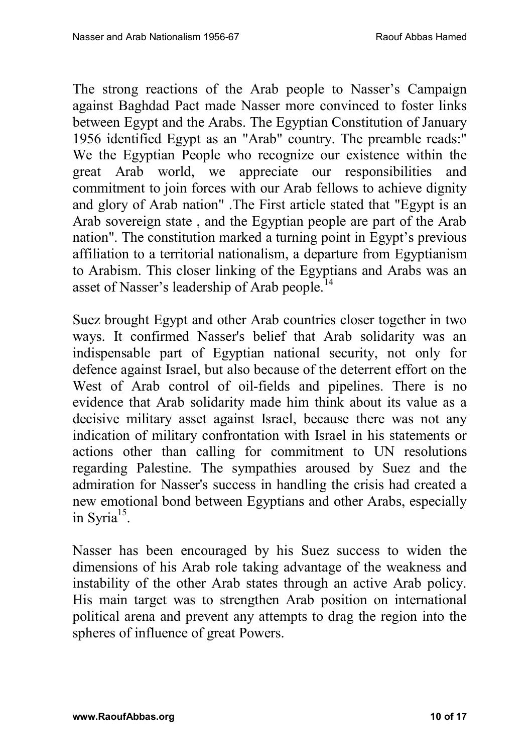The strong reactions of the Arab people to Nasser's Campaign against Baghdad Pact made Nasser more convinced to foster links between Egypt and the Arabs. The Egyptian Constitution of January 1956 identified Egypt as an "Arab" country. The preamble reads:" We the Egyptian People who recognize our existence within the great Arab world, we appreciate our responsibilities and commitment to join forces with our Arab fellows to achieve dignity and glory of Arab nation" .The First article stated that "Egypt is an Arab sovereign state , and the Egyptian people are part of the Arab nation". The constitution marked a turning point in Egypt's previous affiliation to a territorial nationalism, a departure from Egyptianism to Arabism. This closer linking of the Egyptians and Arabs was an asset of Nasser's leadership of Arab people.[14]

Suez brought Egypt and other Arab countries closer together in two ways. It confirmed Nasser's belief that Arab solidarity was an indispensable part of Egyptian national security, not only for defence against Israel, but also because of the deterrent effort on the West of Arab control of oil-fields and pipelines. There is no evidence that Arab solidarity made him think about its value as a decisive military asset against Israel, because there was not any indication of military confrontation with Israel in his statements or actions other than calling for commitment to UN resolutions regarding Palestine. The sympathies aroused by Suez and the admiration for Nasser's success in handling the crisis had created a new emotional bond between Egyptians and other Arabs, especially in Syria[15].

Nasser has been encouraged by his Suez success to widen the dimensions of his Arab role taking advantage of the weakness and instability of the other Arab states through an active Arab policy. His main target was to strengthen Arab position on international political arena and prevent any attempts to drag the region into the spheres of influence of great Powers.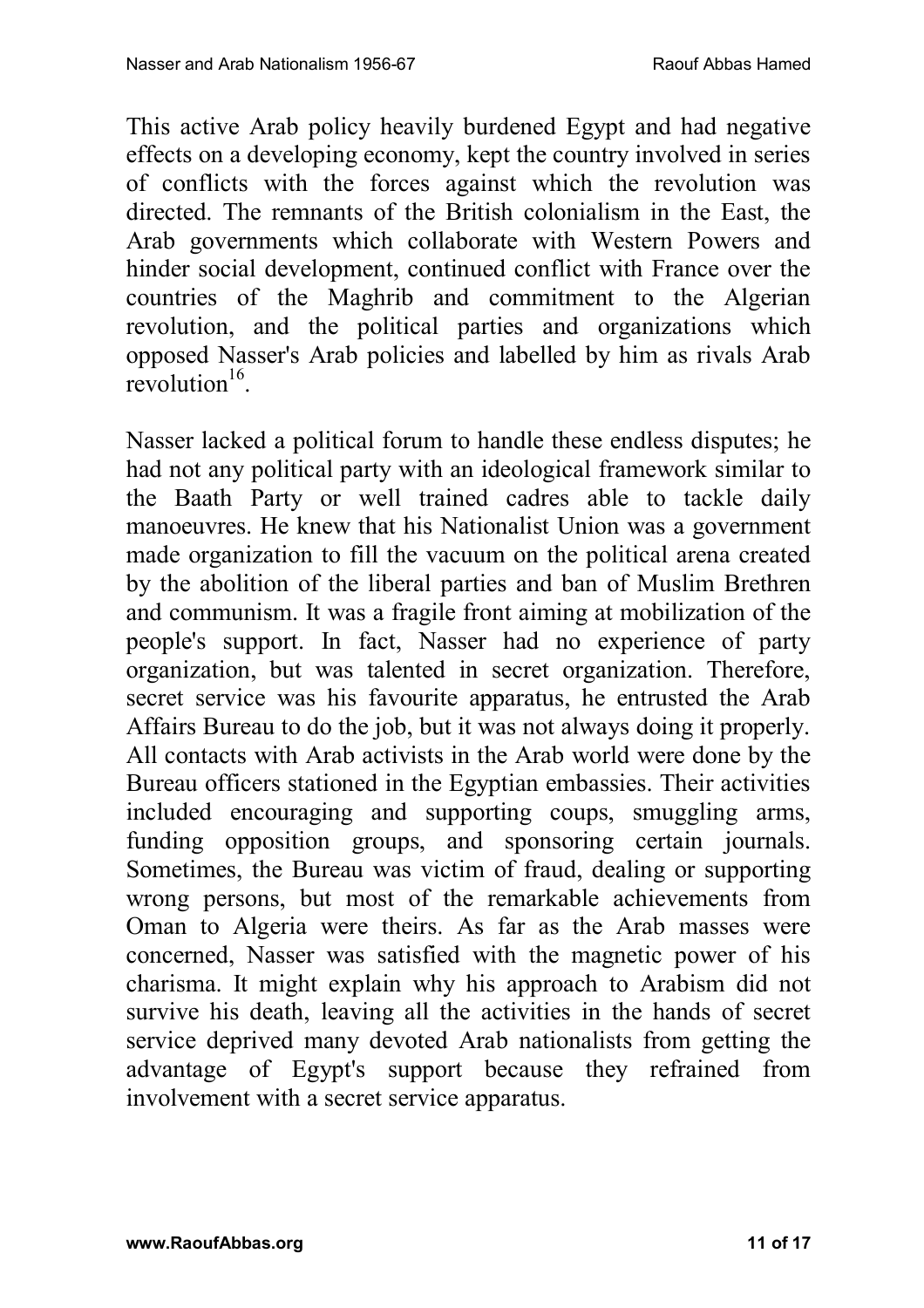This active Arab policy heavily burdened Egypt and had negative effects on a developing economy, kept the country involved in series of conflicts with the forces against which the revolution was directed. The remnants of the British colonialism in the East, the Arab governments which collaborate with Western Powers and hinder social development, continued conflict with France over the countries of the Maghrib and commitment to the Algerian revolution, and the political parties and organizations which opposed Nasser's Arab policies and labelled by him as rivals Arab revolution[16].

Nasser lacked a political forum to handle these endless disputes; he had not any political party with an ideological framework similar to the Baath Party or well trained cadres able to tackle daily manoeuvres. He knew that his Nationalist Union was a government made organization to fill the vacuum on the political arena created by the abolition of the liberal parties and ban of Muslim Brethren and communism. It was a fragile front aiming at mobilization of the people's support. In fact, Nasser had no experience of party organization, but was talented in secret organization. Therefore, secret service was his favourite apparatus, he entrusted the Arab Affairs Bureau to do the job, but it was not always doing it properly. All contacts with Arab activists in the Arab world were done by the Bureau officers stationed in the Egyptian embassies. Their activities included encouraging and supporting coups, smuggling arms, funding opposition groups, and sponsoring certain journals. Sometimes, the Bureau was victim of fraud, dealing or supporting wrong persons, but most of the remarkable achievements from Oman to Algeria were theirs. As far as the Arab masses were concerned, Nasser was satisfied with the magnetic power of his charisma. It might explain why his approach to Arabism did not survive his death, leaving all the activities in the hands of secret service deprived many devoted Arab nationalists from getting the advantage of Egypt's support because they refrained from involvement with a secret service apparatus.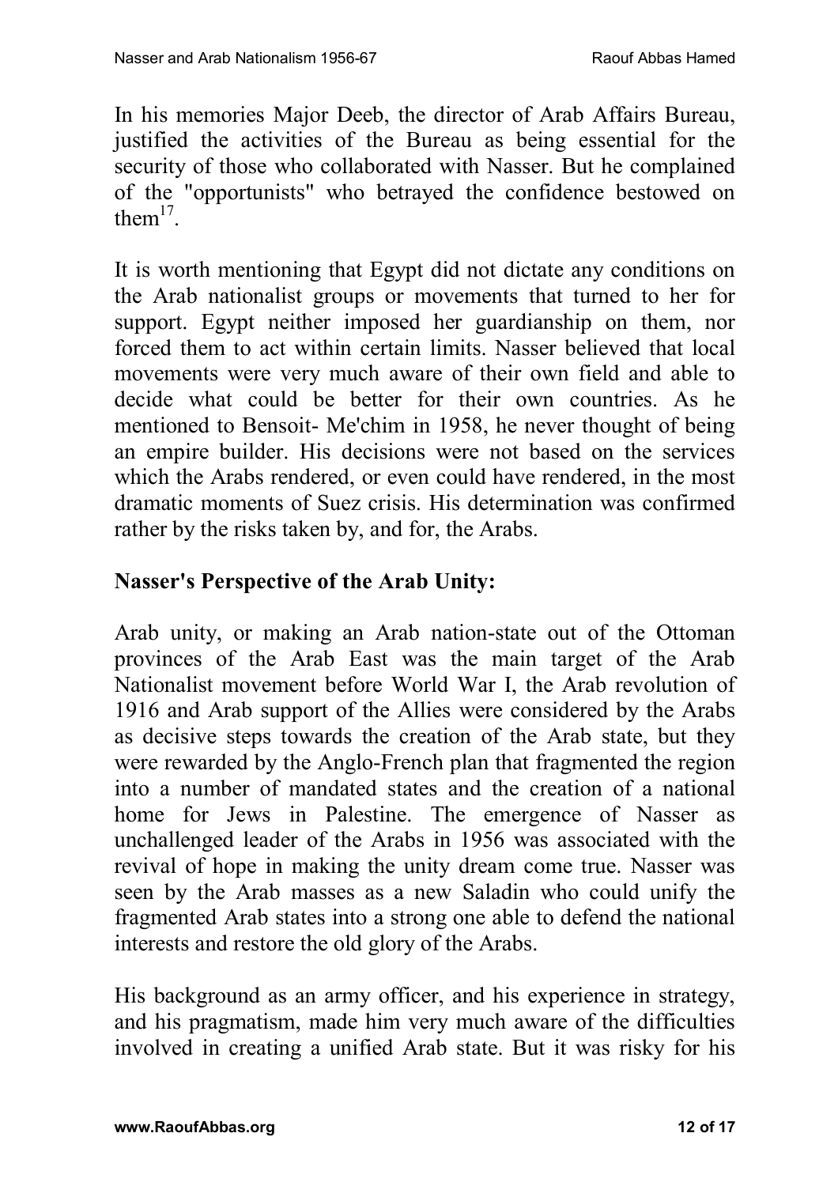In his memories Major Deeb, the director of Arab Affairs Bureau, justified the activities of the Bureau as being essential for the security of those who collaborated with Nasser. But he complained of the "opportunists" who betrayed the confidence bestowed on them[17].

It is worth mentioning that Egypt did not dictate any conditions on the Arab nationalist groups or movements that turned to her for support. Egypt neither imposed her guardianship on them, nor forced them to act within certain limits. Nasser believed that local movements were very much aware of their own field and able to decide what could be better for their own countries. As he mentioned to Bensoit- Me'chim in 1958, he never thought of being an empire builder. His decisions were not based on the services which the Arabs rendered, or even could have rendered, in the most dramatic moments of Suez crisis. His determination was confirmed rather by the risks taken by, and for, the Arabs.

## Nasser's Perspective of the Arab Unity:

Arab unity, or making an Arab nation-state out of the Ottoman provinces of the Arab East was the main target of the Arab Nationalist movement before World War I, the Arab revolution of 1916 and Arab support of the Allies were considered by the Arabs as decisive steps towards the creation of the Arab state, but they were rewarded by the Anglo-French plan that fragmented the region into a number of mandated states and the creation of a national home for Jews in Palestine. The emergence of Nasser as unchallenged leader of the Arabs in 1956 was associated with the revival of hope in making the unity dream come true. Nasser was seen by the Arab masses as a new Saladin who could unify the fragmented Arab states into a strong one able to defend the national interests and restore the old glory of the Arabs.

His background as an army officer, and his experience in strategy, and his pragmatism, made him very much aware of the difficulties involved in creating a unified Arab state. But it was risky for his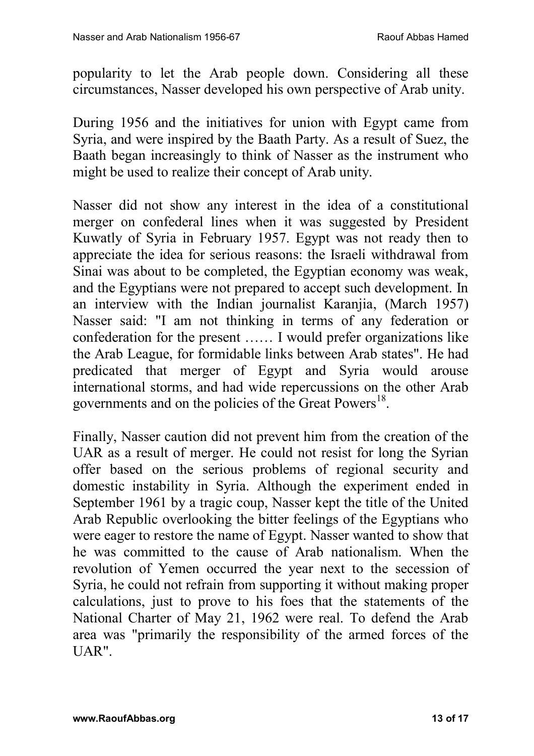popularity to let the Arab people down. Considering all these circumstances, Nasser developed his own perspective of Arab unity.

During 1956 and the initiatives for union with Egypt came from Syria, and were inspired by the Baath Party. As a result of Suez, the Baath began increasingly to think of Nasser as the instrument who might be used to realize their concept of Arab unity.

Nasser did not show any interest in the idea of a constitutional merger on confederal lines when it was suggested by President Kuwatly of Syria in February 1957. Egypt was not ready then to appreciate the idea for serious reasons: the Israeli withdrawal from Sinai was about to be completed, the Egyptian economy was weak, and the Egyptians were not prepared to accept such development. In an interview with the Indian journalist Karanjia, (March 1957) Nasser said: "I am not thinking in terms of any federation or confederation for the present …… I would prefer organizations like the Arab League, for formidable links between Arab states". He had predicated that merger of Egypt and Syria would arouse international storms, and had wide repercussions on the other Arab governments and on the policies of the Great Powers[18].

Finally, Nasser caution did not prevent him from the creation of the UAR as a result of merger. He could not resist for long the Syrian offer based on the serious problems of regional security and domestic instability in Syria. Although the experiment ended in September 1961 by a tragic coup, Nasser kept the title of the United Arab Republic overlooking the bitter feelings of the Egyptians who were eager to restore the name of Egypt. Nasser wanted to show that he was committed to the cause of Arab nationalism. When the revolution of Yemen occurred the year next to the secession of Syria, he could not refrain from supporting it without making proper calculations, just to prove to his foes that the statements of the National Charter of May 21, 1962 were real. To defend the Arab area was "primarily the responsibility of the armed forces of the UAR".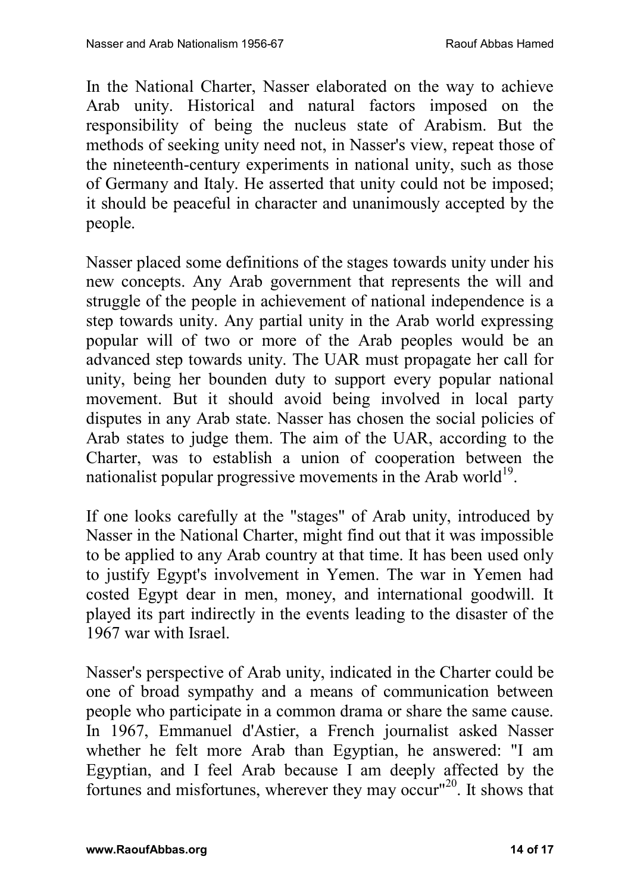In the National Charter, Nasser elaborated on the way to achieve Arab unity. Historical and natural factors imposed on the responsibility of being the nucleus state of Arabism. But the methods of seeking unity need not, in Nasser's view, repeat those of the nineteenth-century experiments in national unity, such as those of Germany and Italy. He asserted that unity could not be imposed; it should be peaceful in character and unanimously accepted by the people.

Nasser placed some definitions of the stages towards unity under his new concepts. Any Arab government that represents the will and struggle of the people in achievement of national independence is a step towards unity. Any partial unity in the Arab world expressing popular will of two or more of the Arab peoples would be an advanced step towards unity. The UAR must propagate her call for unity, being her bounden duty to support every popular national movement. But it should avoid being involved in local party disputes in any Arab state. Nasser has chosen the social policies of Arab states to judge them. The aim of the UAR, according to the Charter, was to establish a union of cooperation between the nationalist popular progressive movements in the Arab world[19].

If one looks carefully at the "stages" of Arab unity, introduced by Nasser in the National Charter, might find out that it was impossible to be applied to any Arab country at that time. It has been used only to justify Egypt's involvement in Yemen. The war in Yemen had costed Egypt dear in men, money, and international goodwill. It played its part indirectly in the events leading to the disaster of the 1967 war with Israel.

Nasser's perspective of Arab unity, indicated in the Charter could be one of broad sympathy and a means of communication between people who participate in a common drama or share the same cause. In 1967, Emmanuel d'Astier, a French journalist asked Nasser whether he felt more Arab than Egyptian, he answered: "I am Egyptian, and I feel Arab because I am deeply affected by the fortunes and misfortunes, wherever they may occur"[20]. It shows that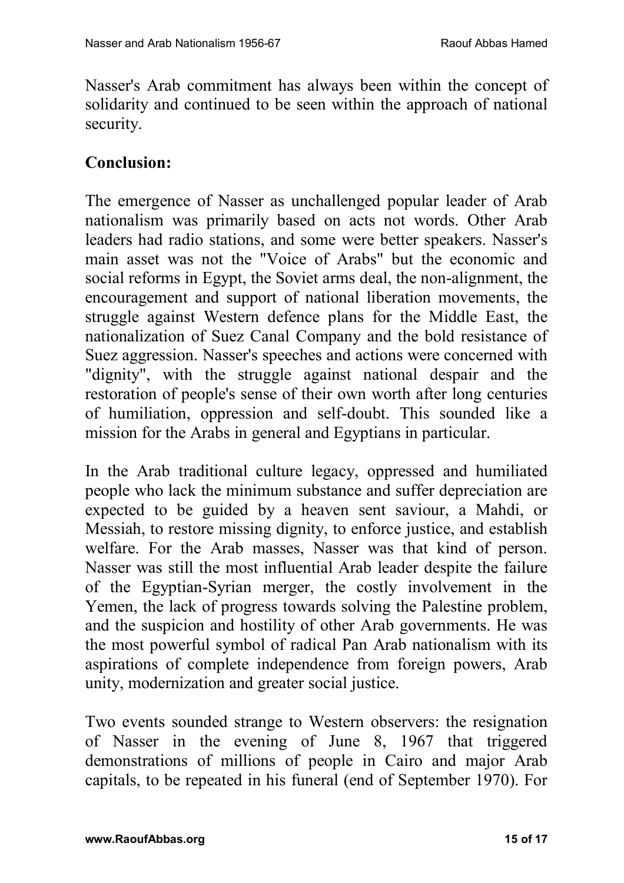Nasser's Arab commitment has always been within the concept of solidarity and continued to be seen within the approach of national security.

## Conclusion:

The emergence of Nasser as unchallenged popular leader of Arab nationalism was primarily based on acts not words. Other Arab leaders had radio stations, and some were better speakers. Nasser's main asset was not the "Voice of Arabs" but the economic and social reforms in Egypt, the Soviet arms deal, the non-alignment, the encouragement and support of national liberation movements, the struggle against Western defence plans for the Middle East, the nationalization of Suez Canal Company and the bold resistance of Suez aggression. Nasser's speeches and actions were concerned with "dignity", with the struggle against national despair and the restoration of people's sense of their own worth after long centuries of humiliation, oppression and self-doubt. This sounded like a mission for the Arabs in general and Egyptians in particular.

In the Arab traditional culture legacy, oppressed and humiliated people who lack the minimum substance and suffer depreciation are expected to be guided by a heaven sent saviour, a Mahdi, or Messiah, to restore missing dignity, to enforce justice, and establish welfare. For the Arab masses, Nasser was that kind of person. Nasser was still the most influential Arab leader despite the failure of the Egyptian-Syrian merger, the costly involvement in the Yemen, the lack of progress towards solving the Palestine problem, and the suspicion and hostility of other Arab governments. He was the most powerful symbol of radical Pan Arab nationalism with its aspirations of complete independence from foreign powers, Arab unity, modernization and greater social justice.

Two events sounded strange to Western observers: the resignation of Nasser in the evening of June 8, 1967 that triggered demonstrations of millions of people in Cairo and major Arab capitals, to be repeated in his funeral (end of September 1970). For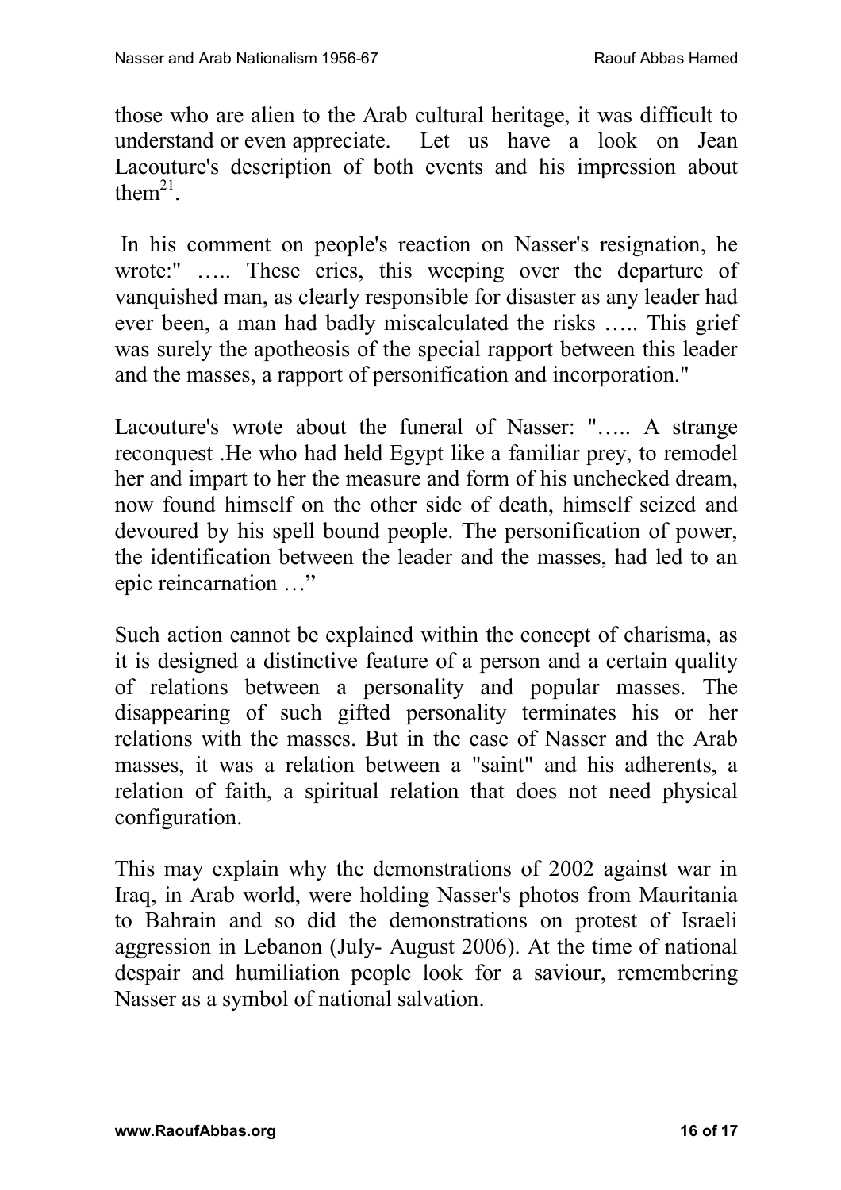those who are alien to the Arab cultural heritage, it was difficult to understand or even appreciate. Let us have a look on Jean Lacouture's description of both events and his impression about them[21].

In his comment on people's reaction on Nasser's resignation, he wrote:" ….. These cries, this weeping over the departure of vanquished man, as clearly responsible for disaster as any leader had ever been, a man had badly miscalculated the risks ….. This grief was surely the apotheosis of the special rapport between this leader and the masses, a rapport of personification and incorporation."

Lacouture's wrote about the funeral of Nasser: "….. A strange reconquest .He who had held Egypt like a familiar prey, to remodel her and impart to her the measure and form of his unchecked dream, now found himself on the other side of death, himself seized and devoured by his spell bound people. The personification of power, the identification between the leader and the masses, had led to an epic reincarnation …"

Such action cannot be explained within the concept of charisma, as it is designed a distinctive feature of a person and a certain quality of relations between a personality and popular masses. The disappearing of such gifted personality terminates his or her relations with the masses. But in the case of Nasser and the Arab masses, it was a relation between a "saint" and his adherents, a relation of faith, a spiritual relation that does not need physical configuration.

This may explain why the demonstrations of 2002 against war in Iraq, in Arab world, were holding Nasser's photos from Mauritania to Bahrain and so did the demonstrations on protest of Israeli aggression in Lebanon (July- August 2006). At the time of national despair and humiliation people look for a saviour, remembering Nasser as a symbol of national salvation.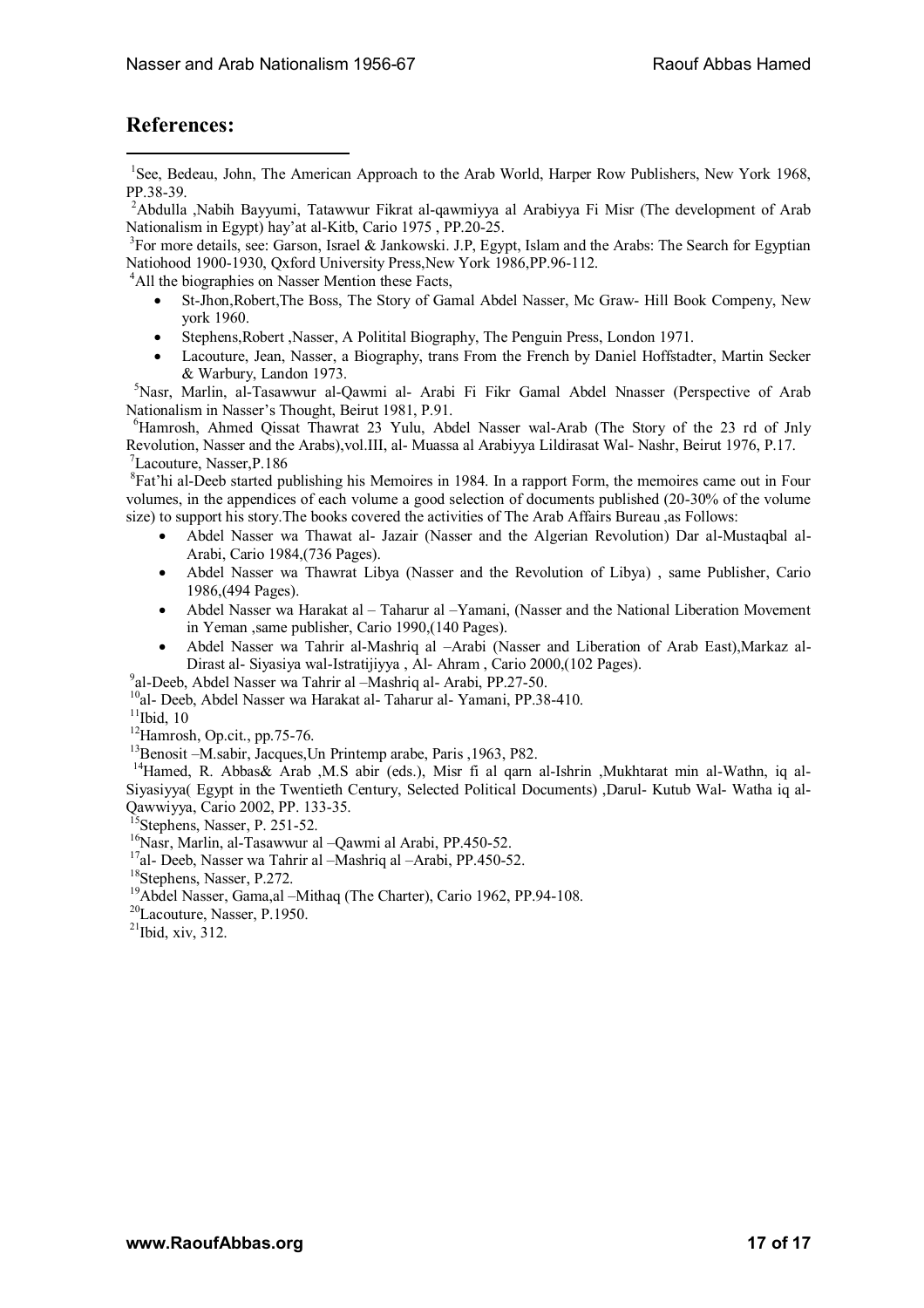## References:

[1]See, Bedeau, John, The American Approach to the Arab World, Harper Row Publishers, New York 1968, PP.38-39.

[2]Abdulla ,Nabih Bayyumi, Tatawwur Fikrat al-qawmiyya al Arabiyya Fi Misr (The development of Arab Nationalism in Egypt) hay'at al-Kitb, Cario 1975 , PP.20-25.

[3]For more details, see: Garson, Israel & Jankowski. J.P, Egypt, Islam and the Arabs: The Search for Egyptian Natiohood 1900-1930, Qxford University Press,New York 1986,PP.96-112.

[4]All the biographies on Nasser Mention these Facts,

- St-Jhon,Robert,The Boss, The Story of Gamal Abdel Nasser, Mc Graw- Hill Book Compeny, New york 1960.
- Stephens,Robert ,Nasser, A Polititial Biography, The Penguin Press, London 1971.
- Lacouture, Jean, Nasser, a Biography, trans From the French by Daniel Hoffstadter, Martin Secker & Warbury, Landon 1973.

[5]Nasr, Marlin, al-Tasawwur al-Qawmi al- Arabi Fi Fikr Gamal Abdel Nnasser (Perspective of Arab Nationalism in Nasser's Thought, Beirut 1981, P.91.

[6]Hamrosh, Ahmed Qissat Thawrat 23 Yulu, Abdel Nasser wal-Arab (The Story of the 23 rd of Jnly Revolution, Nasser and the Arabs),vol.III, al- Muassa al Arabiyya Lildirasat Wal- Nashr, Beirut 1976, P.17.

[7]Lacouture, Nasser,P.186

[8]Fat'hi al-Deeb started publishing his Memoires in 1984. In a rapport Form, the memoires came out in Four volumes, in the appendices of each volume a good selection of documents published (20-30% of the volume size) to support his story.The books covered the activities of The Arab Affairs Bureau ,as Follows:

- Abdel Nasser wa Thawat al- Jazair (Nasser and the Algerian Revolution) Dar al-Mustaqbal al-Arabi, Cario 1984,(736 Pages).
- Abdel Nasser wa Thawrat Libya (Nasser and the Revolution of Libya) , same Publisher, Cario 1986,(494 Pages).
- Abdel Nasser wa Harakat al – Taharur al –Yamani, (Nasser and the National Liberation Movement in Yeman ,same publisher, Cario 1990,(140 Pages).
- Abdel Nasser wa Tahrir al-Mashriq al –Arabi (Nasser and Liberation of Arab East),Markaz al-Dirast al- Siyasiya wal-Istratijiyya , Al- Ahram , Cario 2000,(102 Pages).

[9]al-Deeb, Abdel Nasser wa Tahrir al –Mashriq al- Arabi, PP.27-50.

[10]al- Deeb, Abdel Nasser wa Harakat al- Taharur al- Yamani, PP.38-410.

[11]Ibid, 10

[12]Hamrosh, Op.cit., pp.75-76.

[13]Benosit –M.sabir, Jacques,Un Printemp arabe, Paris ,1963, P82.

[14]Hamed, R. Abbas& Arab ,M.S abir (eds.), Misr fi al qarn al-Ishrin ,Mukhtarat min al-Wathn, iq al-Siyasiyya( Egypt in the Twentieth Century, Selected Political Documents) ,Darul- Kutub Wal- Watha iq al-Qawwiyya, Cario 2002, PP. 133-35.

[15]Stephens, Nasser, P. 251-52.

[16]Nasr, Marlin, al-Tasawwur al –Qawmi al Arabi, PP.450-52.

[17]al- Deeb, Nasser wa Tahrir al –Mashriq al –Arabi, PP.450-52.

[18]Stephens, Nasser, P.272.

[19]Abdel Nasser, Gama,al –Mithaq (The Charter), Cario 1962, PP.94-108.

[20]Lacouture, Nasser, P.1950.

[21]Ibid, xiv, 312.